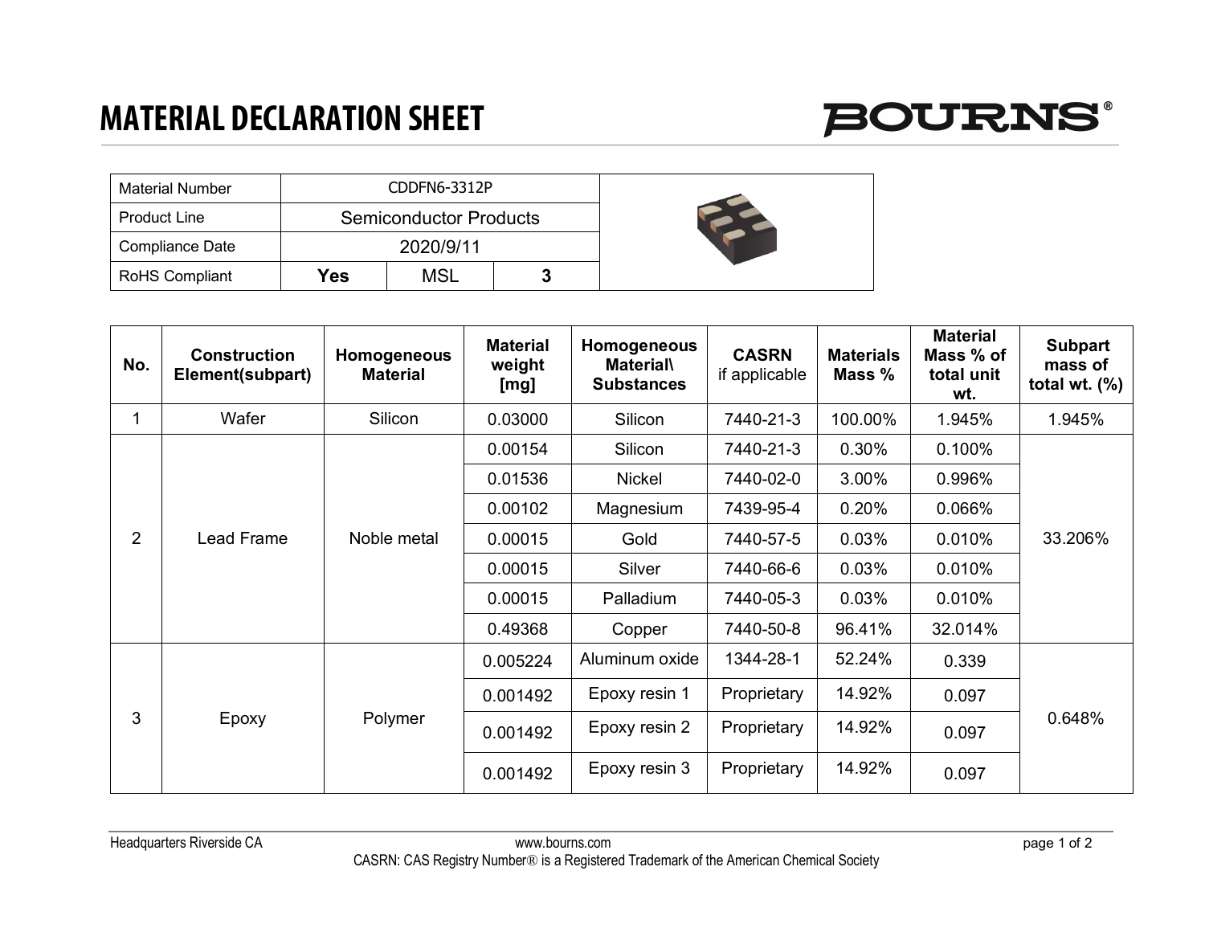# MATERIAL DECLARATION SHEET

BOURNS®

| Material Number | CDDFN6-3312P | | |
|---|---|---|---|
| Product Line | Semiconductor Products | | |
| Compliance Date | 2020/9/11 | | |
| RoHS Compliant | **Yes** | MSL | **3** |

| No. | Construction Element(subpart) | Homogeneous Material | Material weight [mg] | Homogeneous Material\ Substances | CASRN if applicable | Materials Mass % | Material Mass % of total unit wt. | Subpart mass of total wt. (%) |
|---|---|---|---|---|---|---|---|---|
| 1 | Wafer | Silicon | 0.03000 | Silicon | 7440-21-3 | 100.00% | 1.945% | 1.945% |
| 2 | Lead Frame | Noble metal | 0.00154 | Silicon | 7440-21-3 | 0.30% | 0.100% | 33.206% |
| | | | 0.01536 | Nickel | 7440-02-0 | 3.00% | 0.996% | |
| | | | 0.00102 | Magnesium | 7439-95-4 | 0.20% | 0.066% | |
| | | | 0.00015 | Gold | 7440-57-5 | 0.03% | 0.010% | |
| | | | 0.00015 | Silver | 7440-66-6 | 0.03% | 0.010% | |
| | | | 0.00015 | Palladium | 7440-05-3 | 0.03% | 0.010% | |
| | | | 0.49368 | Copper | 7440-50-8 | 96.41% | 32.014% | |
| 3 | Epoxy | Polymer | 0.005224 | Aluminum oxide | 1344-28-1 | 52.24% | 0.339 | 0.648% |
| | | | 0.001492 | Epoxy resin 1 | Proprietary | 14.92% | 0.097 | |
| | | | 0.001492 | Epoxy resin 2 | Proprietary | 14.92% | 0.097 | |
| | | | 0.001492 | Epoxy resin 3 | Proprietary | 14.92% | 0.097 | |

Headquarters Riverside CA www.bourns.com

CASRN: CAS Registry Number® is a Registered Trademark of the American Chemical Society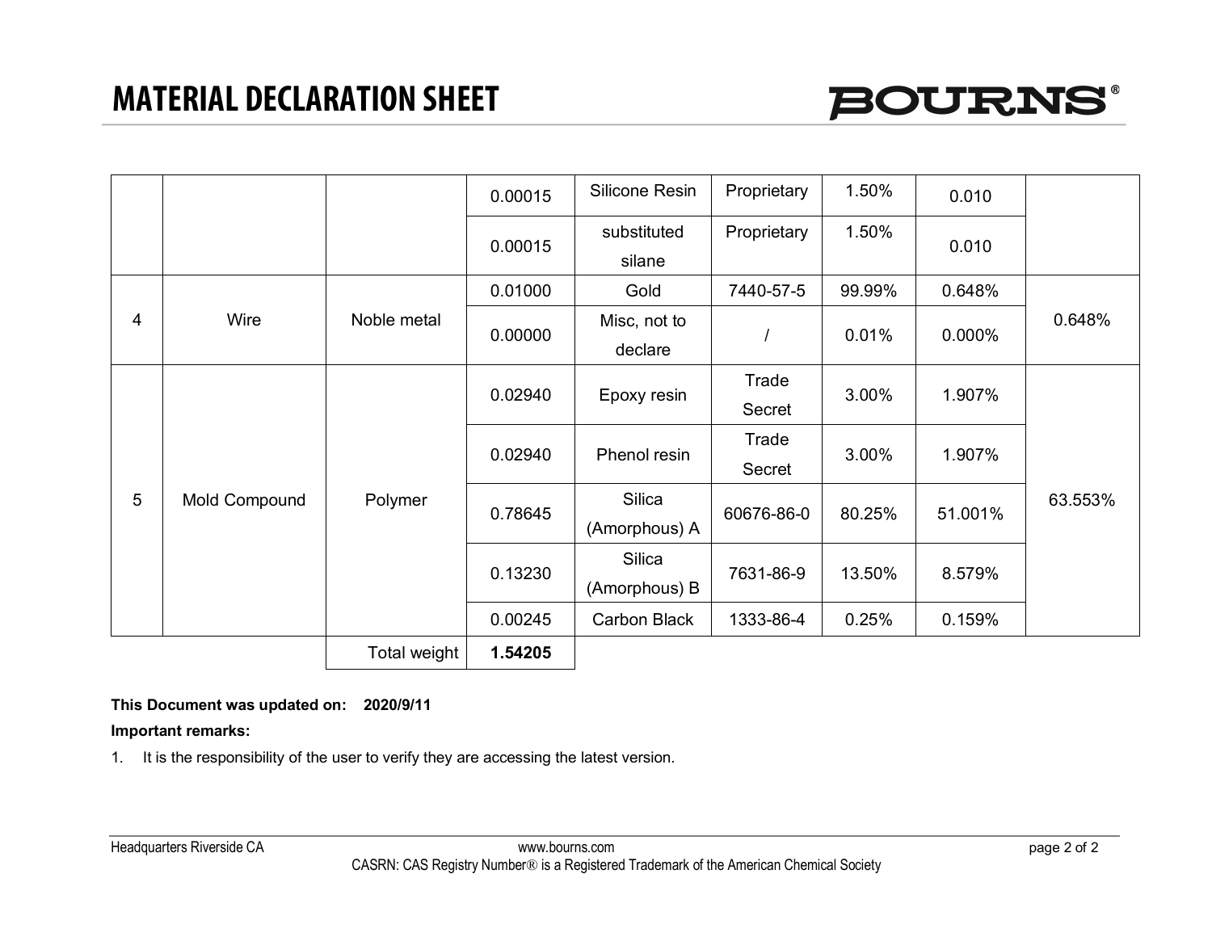# MATERIAL DECLARATION SHEET

| | | | | | | | | |
|---|---|---|---|---|---|---|---|---|
| | | | 0.00015 | Silicone Resin | Proprietary | 1.50% | 0.010 | |
| | | | 0.00015 | substituted silane | Proprietary | 1.50% | 0.010 | |
| 4 | Wire | Noble metal | 0.01000 | Gold | 7440-57-5 | 99.99% | 0.648% | 0.648% |
| | | | 0.00000 | Misc, not to declare | / | 0.01% | 0.000% | |
| 5 | Mold Compound | Polymer | 0.02940 | Epoxy resin | Trade Secret | 3.00% | 1.907% | 63.553% |
| | | | 0.02940 | Phenol resin | Trade Secret | 3.00% | 1.907% | |
| | | | 0.78645 | Silica (Amorphous) A | 60676-86-0 | 80.25% | 51.001% | |
| | | | 0.13230 | Silica (Amorphous) B | 7631-86-9 | 13.50% | 8.579% | |
| | | | 0.00245 | Carbon Black | 1333-86-4 | 0.25% | 0.159% | |
| | | Total weight | **1.54205** | | | | | |

**This Document was updated on: 2020/9/11**

**Important remarks:**

1. It is the responsibility of the user to verify they are accessing the latest version.

Headquarters Riverside CA www.bourns.com

CASRN: CAS Registry Number® is a Registered Trademark of the American Chemical Society